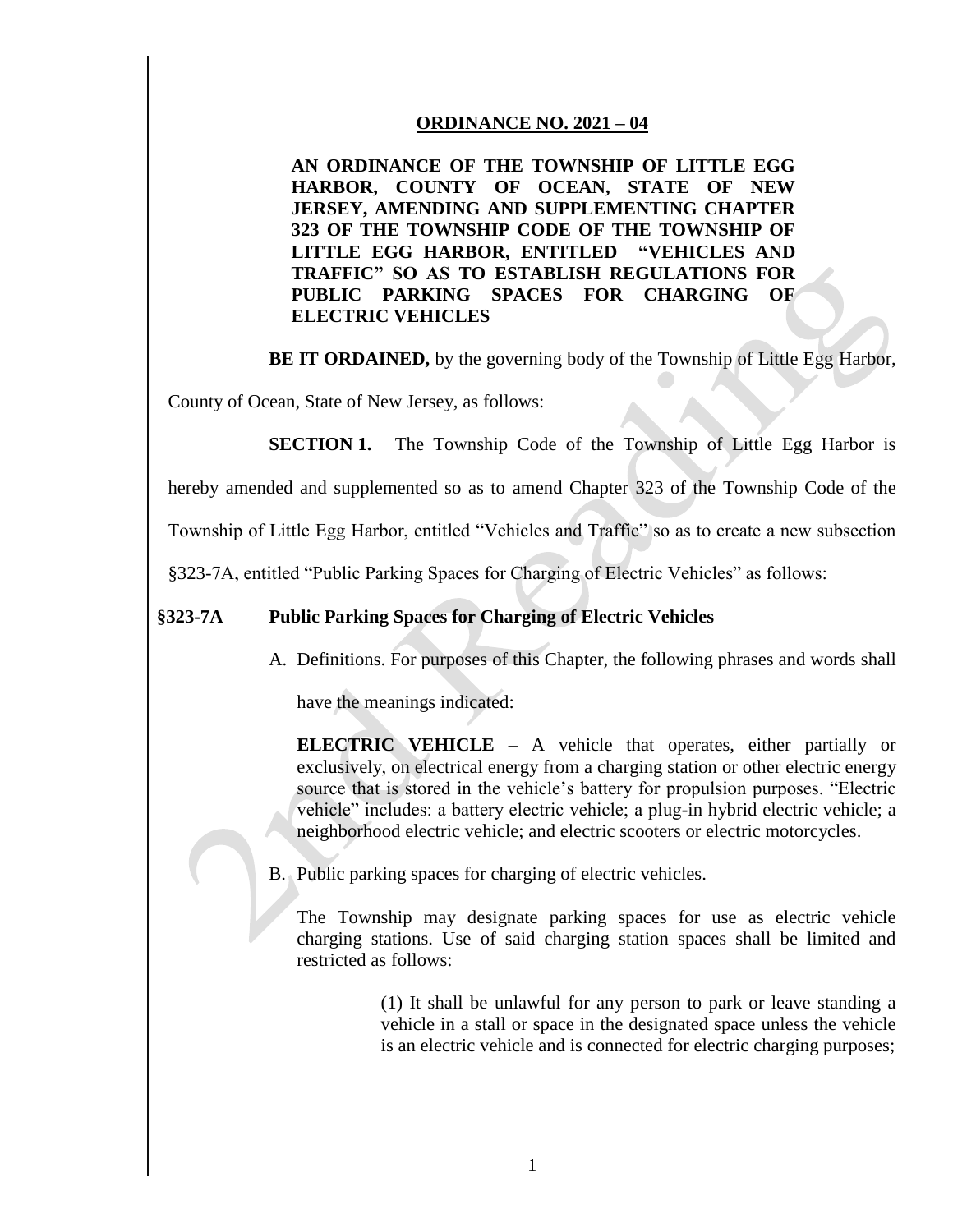**ORDINANCE NO. 2021 – 04**

**AN ORDINANCE OF THE TOWNSHIP OF LITTLE EGG HARBOR, COUNTY OF OCEAN, STATE OF NEW JERSEY, AMENDING AND SUPPLEMENTING CHAPTER 323 OF THE TOWNSHIP CODE OF THE TOWNSHIP OF LITTLE EGG HARBOR, ENTITLED "VEHICLES AND TRAFFIC" SO AS TO ESTABLISH REGULATIONS FOR PUBLIC PARKING SPACES FOR CHARGING OF ELECTRIC VEHICLES**

**BE IT ORDAINED,** by the governing body of the Township of Little Egg Harbor, County of Ocean, State of New Jersey, as follows:

**SECTION 1.** The Township Code of the Township of Little Egg Harbor is hereby amended and supplemented so as to amend Chapter 323 of the Township Code of the Township of Little Egg Harbor, entitled "Vehicles and Traffic" so as to create a new subsection §323-7A, entitled "Public Parking Spaces for Charging of Electric Vehicles" as follows:

**§323-7A Public Parking Spaces for Charging of Electric Vehicles**

A. Definitions. For purposes of this Chapter, the following phrases and words shall have the meanings indicated:

**ELECTRIC VEHICLE** – A vehicle that operates, either partially or exclusively, on electrical energy from a charging station or other electric energy source that is stored in the vehicle's battery for propulsion purposes. "Electric vehicle" includes: a battery electric vehicle; a plug-in hybrid electric vehicle; a neighborhood electric vehicle; and electric scooters or electric motorcycles.

B. Public parking spaces for charging of electric vehicles.

The Township may designate parking spaces for use as electric vehicle charging stations. Use of said charging station spaces shall be limited and restricted as follows:

(1) It shall be unlawful for any person to park or leave standing a vehicle in a stall or space in the designated space unless the vehicle is an electric vehicle and is connected for electric charging purposes;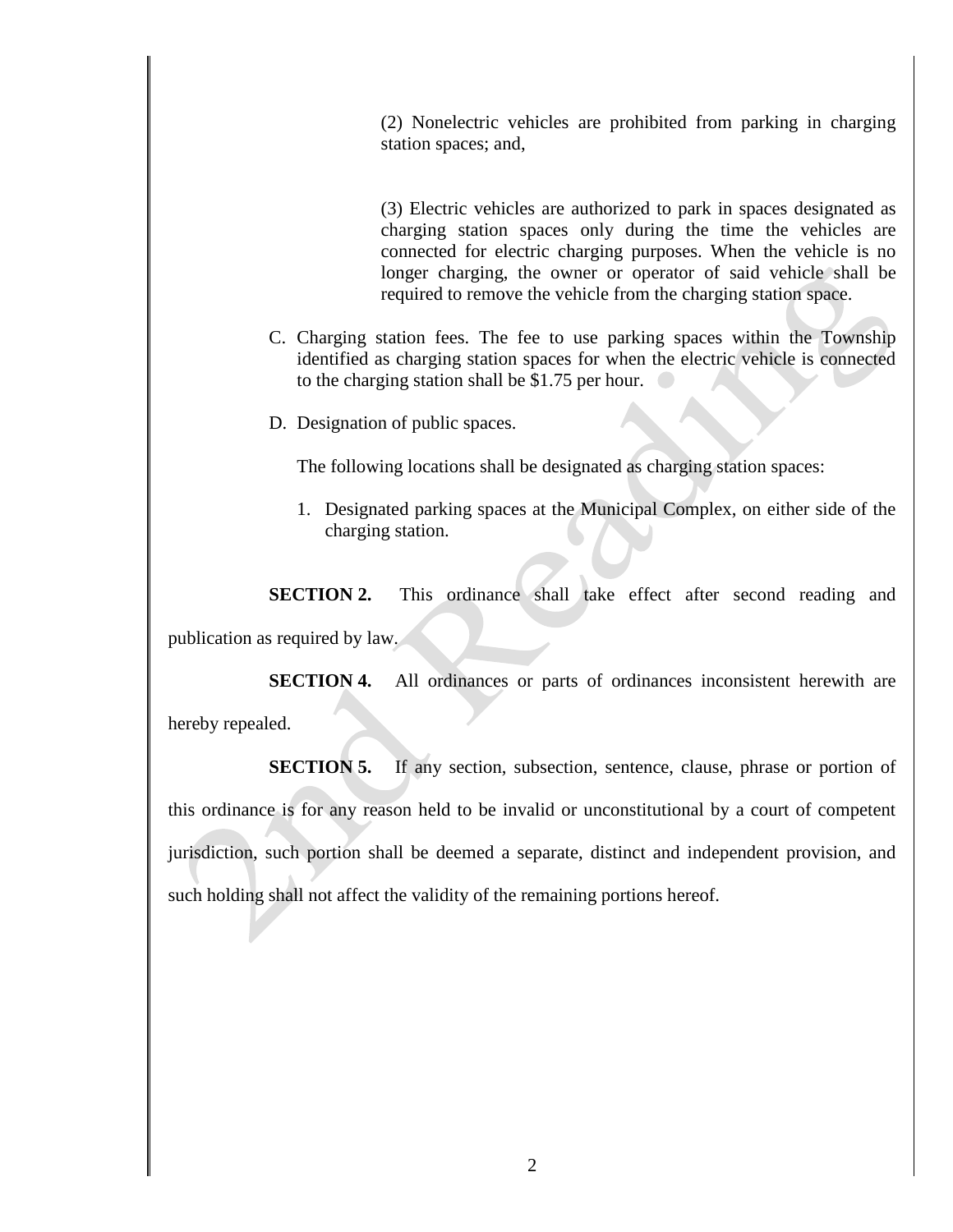(2) Nonelectric vehicles are prohibited from parking in charging station spaces; and,

(3) Electric vehicles are authorized to park in spaces designated as charging station spaces only during the time the vehicles are connected for electric charging purposes. When the vehicle is no longer charging, the owner or operator of said vehicle shall be required to remove the vehicle from the charging station space.

C. Charging station fees. The fee to use parking spaces within the Township identified as charging station spaces for when the electric vehicle is connected to the charging station shall be $1.75 per hour.

D. Designation of public spaces.

The following locations shall be designated as charging station spaces:

1. Designated parking spaces at the Municipal Complex, on either side of the charging station.

**SECTION 2.** This ordinance shall take effect after second reading and publication as required by law.

**SECTION 4.** All ordinances or parts of ordinances inconsistent herewith are hereby repealed.

**SECTION 5.** If any section, subsection, sentence, clause, phrase or portion of this ordinance is for any reason held to be invalid or unconstitutional by a court of competent jurisdiction, such portion shall be deemed a separate, distinct and independent provision, and such holding shall not affect the validity of the remaining portions hereof.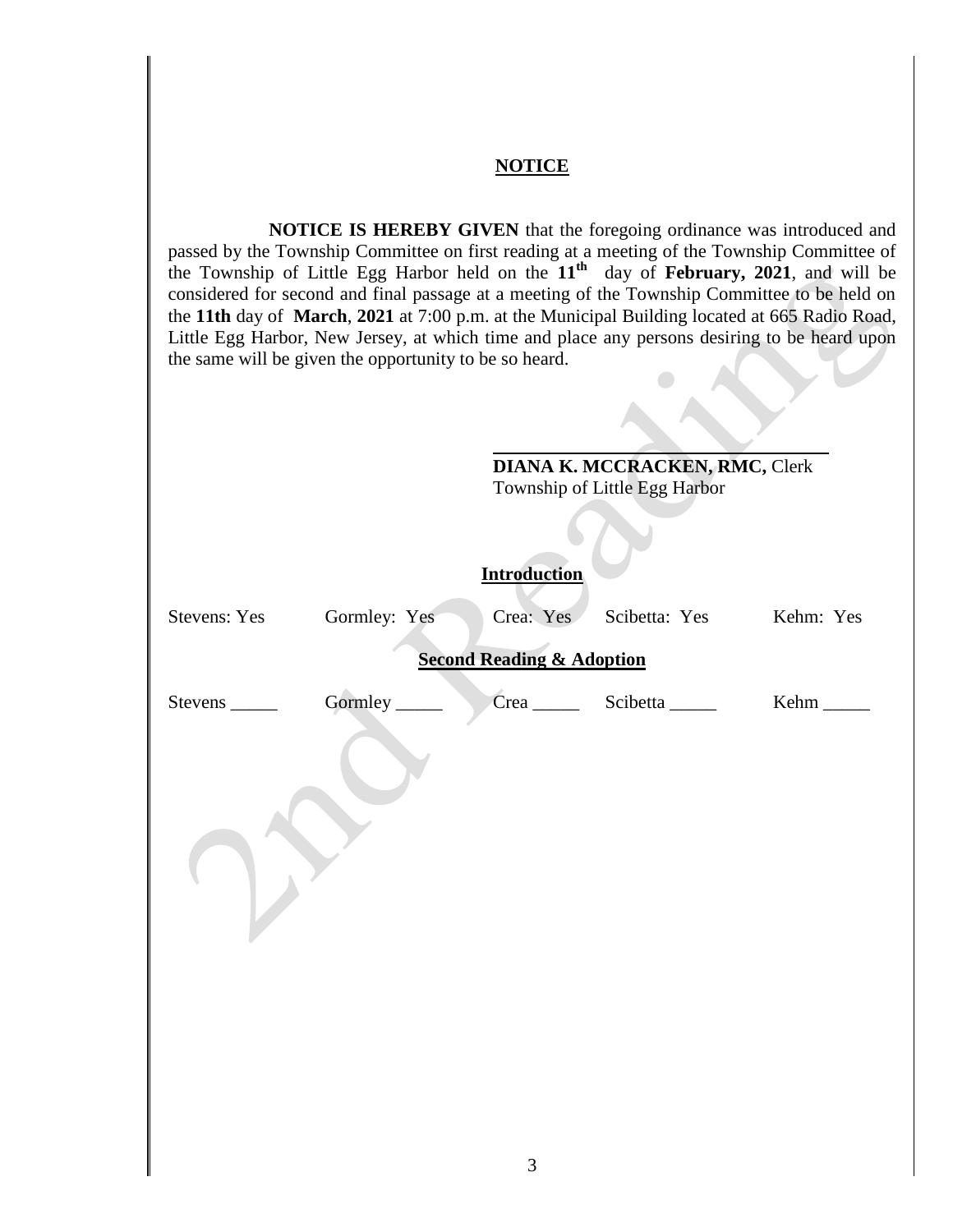## NOTICE

**NOTICE IS HEREBY GIVEN** that the foregoing ordinance was introduced and passed by the Township Committee on first reading at a meeting of the Township Committee of the Township of Little Egg Harbor held on the **11th** day of **February, 2021**, and will be considered for second and final passage at a meeting of the Township Committee to be held on the **11th** day of **March**, **2021** at 7:00 p.m. at the Municipal Building located at 665 Radio Road, Little Egg Harbor, New Jersey, at which time and place any persons desiring to be heard upon the same will be given the opportunity to be so heard.

\_\_\_\_\_\_\_\_\_\_\_\_\_\_\_\_\_\_\_\_\_\_\_\_\_\_\_\_\_\_\_\_\_\_
**DIANA K. MCCRACKEN, RMC,** Clerk
Township of Little Egg Harbor

**Introduction**

| | | | | |
|---|---|---|---|---|
| Stevens: Yes | Gormley: Yes | Crea: Yes | Scibetta: Yes | Kehm: Yes |

**Second Reading & Adoption**

| | | | | |
|---|---|---|---|---|
| Stevens _____ | Gormley _____ | Crea _____ | Scibetta _____ | Kehm _____ |

2nd Reading